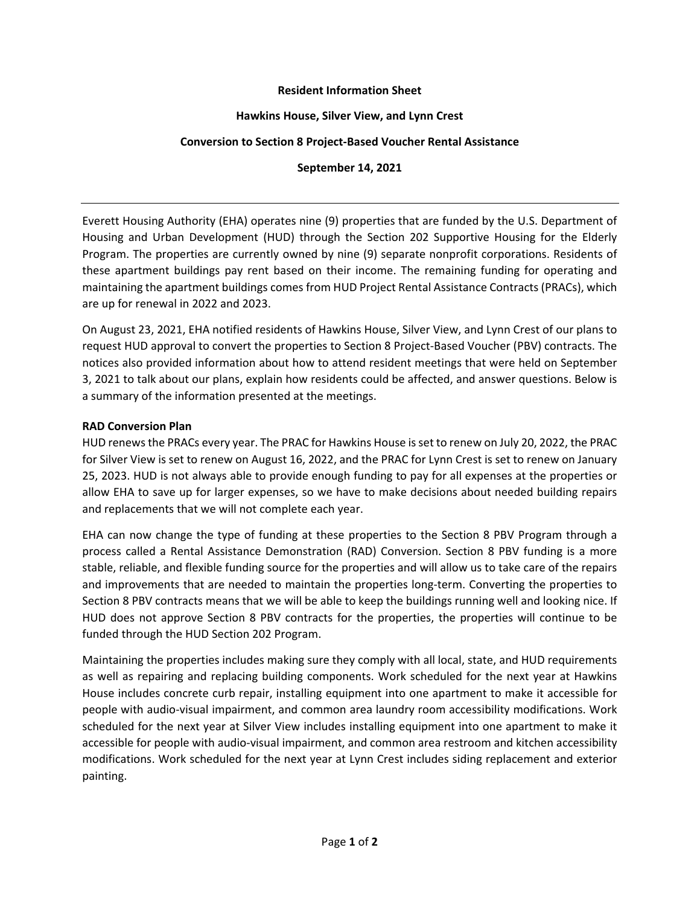**Resident Information Sheet**

**Hawkins House, Silver View, and Lynn Crest**

**Conversion to Section 8 Project-Based Voucher Rental Assistance**

**September 14, 2021**

---

Everett Housing Authority (EHA) operates nine (9) properties that are funded by the U.S. Department of Housing and Urban Development (HUD) through the Section 202 Supportive Housing for the Elderly Program. The properties are currently owned by nine (9) separate nonprofit corporations. Residents of these apartment buildings pay rent based on their income. The remaining funding for operating and maintaining the apartment buildings comes from HUD Project Rental Assistance Contracts (PRACs), which are up for renewal in 2022 and 2023.

On August 23, 2021, EHA notified residents of Hawkins House, Silver View, and Lynn Crest of our plans to request HUD approval to convert the properties to Section 8 Project-Based Voucher (PBV) contracts. The notices also provided information about how to attend resident meetings that were held on September 3, 2021 to talk about our plans, explain how residents could be affected, and answer questions. Below is a summary of the information presented at the meetings.

**RAD Conversion Plan**

HUD renews the PRACs every year. The PRAC for Hawkins House is set to renew on July 20, 2022, the PRAC for Silver View is set to renew on August 16, 2022, and the PRAC for Lynn Crest is set to renew on January 25, 2023. HUD is not always able to provide enough funding to pay for all expenses at the properties or allow EHA to save up for larger expenses, so we have to make decisions about needed building repairs and replacements that we will not complete each year.

EHA can now change the type of funding at these properties to the Section 8 PBV Program through a process called a Rental Assistance Demonstration (RAD) Conversion. Section 8 PBV funding is a more stable, reliable, and flexible funding source for the properties and will allow us to take care of the repairs and improvements that are needed to maintain the properties long-term. Converting the properties to Section 8 PBV contracts means that we will be able to keep the buildings running well and looking nice. If HUD does not approve Section 8 PBV contracts for the properties, the properties will continue to be funded through the HUD Section 202 Program.

Maintaining the properties includes making sure they comply with all local, state, and HUD requirements as well as repairing and replacing building components. Work scheduled for the next year at Hawkins House includes concrete curb repair, installing equipment into one apartment to make it accessible for people with audio-visual impairment, and common area laundry room accessibility modifications. Work scheduled for the next year at Silver View includes installing equipment into one apartment to make it accessible for people with audio-visual impairment, and common area restroom and kitchen accessibility modifications. Work scheduled for the next year at Lynn Crest includes siding replacement and exterior painting.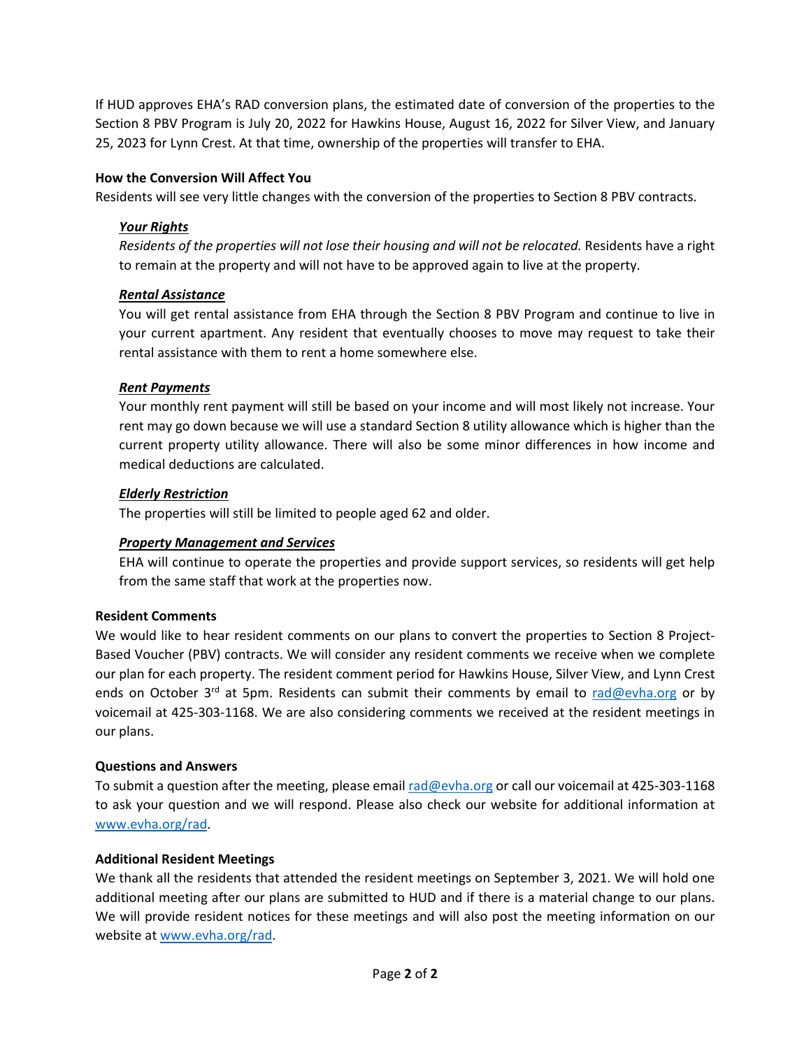If HUD approves EHA's RAD conversion plans, the estimated date of conversion of the properties to the Section 8 PBV Program is July 20, 2022 for Hawkins House, August 16, 2022 for Silver View, and January 25, 2023 for Lynn Crest. At that time, ownership of the properties will transfer to EHA.

**How the Conversion Will Affect You**

Residents will see very little changes with the conversion of the properties to Section 8 PBV contracts.

***Your Rights***

*Residents of the properties will not lose their housing and will not be relocated.* Residents have a right to remain at the property and will not have to be approved again to live at the property.

***Rental Assistance***

You will get rental assistance from EHA through the Section 8 PBV Program and continue to live in your current apartment. Any resident that eventually chooses to move may request to take their rental assistance with them to rent a home somewhere else.

***Rent Payments***

Your monthly rent payment will still be based on your income and will most likely not increase. Your rent may go down because we will use a standard Section 8 utility allowance which is higher than the current property utility allowance. There will also be some minor differences in how income and medical deductions are calculated.

***Elderly Restriction***

The properties will still be limited to people aged 62 and older.

***Property Management and Services***

EHA will continue to operate the properties and provide support services, so residents will get help from the same staff that work at the properties now.

**Resident Comments**

We would like to hear resident comments on our plans to convert the properties to Section 8 Project-Based Voucher (PBV) contracts. We will consider any resident comments we receive when we complete our plan for each property. The resident comment period for Hawkins House, Silver View, and Lynn Crest ends on October 3rd at 5pm. Residents can submit their comments by email to rad@evha.org or by voicemail at 425-303-1168. We are also considering comments we received at the resident meetings in our plans.

**Questions and Answers**

To submit a question after the meeting, please email rad@evha.org or call our voicemail at 425-303-1168 to ask your question and we will respond. Please also check our website for additional information at www.evha.org/rad.

**Additional Resident Meetings**

We thank all the residents that attended the resident meetings on September 3, 2021. We will hold one additional meeting after our plans are submitted to HUD and if there is a material change to our plans. We will provide resident notices for these meetings and will also post the meeting information on our website at www.evha.org/rad.